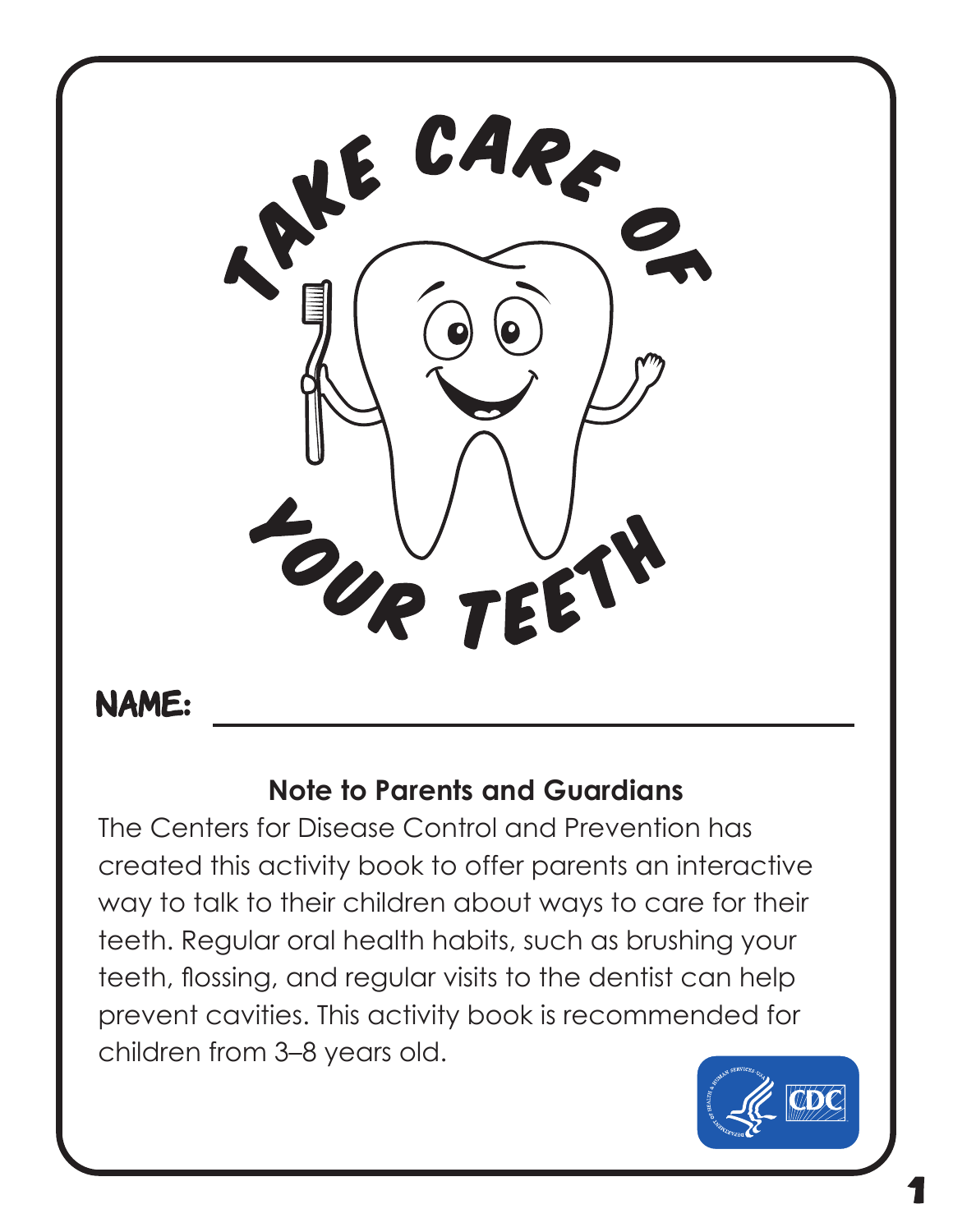# TAKE CARE OF YOUR TEETH

NAME: ______________________________

**Note to Parents and Guardians**

The Centers for Disease Control and Prevention has created this activity book to offer parents an interactive way to talk to their children about ways to care for their teeth. Regular oral health habits, such as brushing your teeth, flossing, and regular visits to the dentist can help prevent cavities. This activity book is recommended for children from 3–8 years old.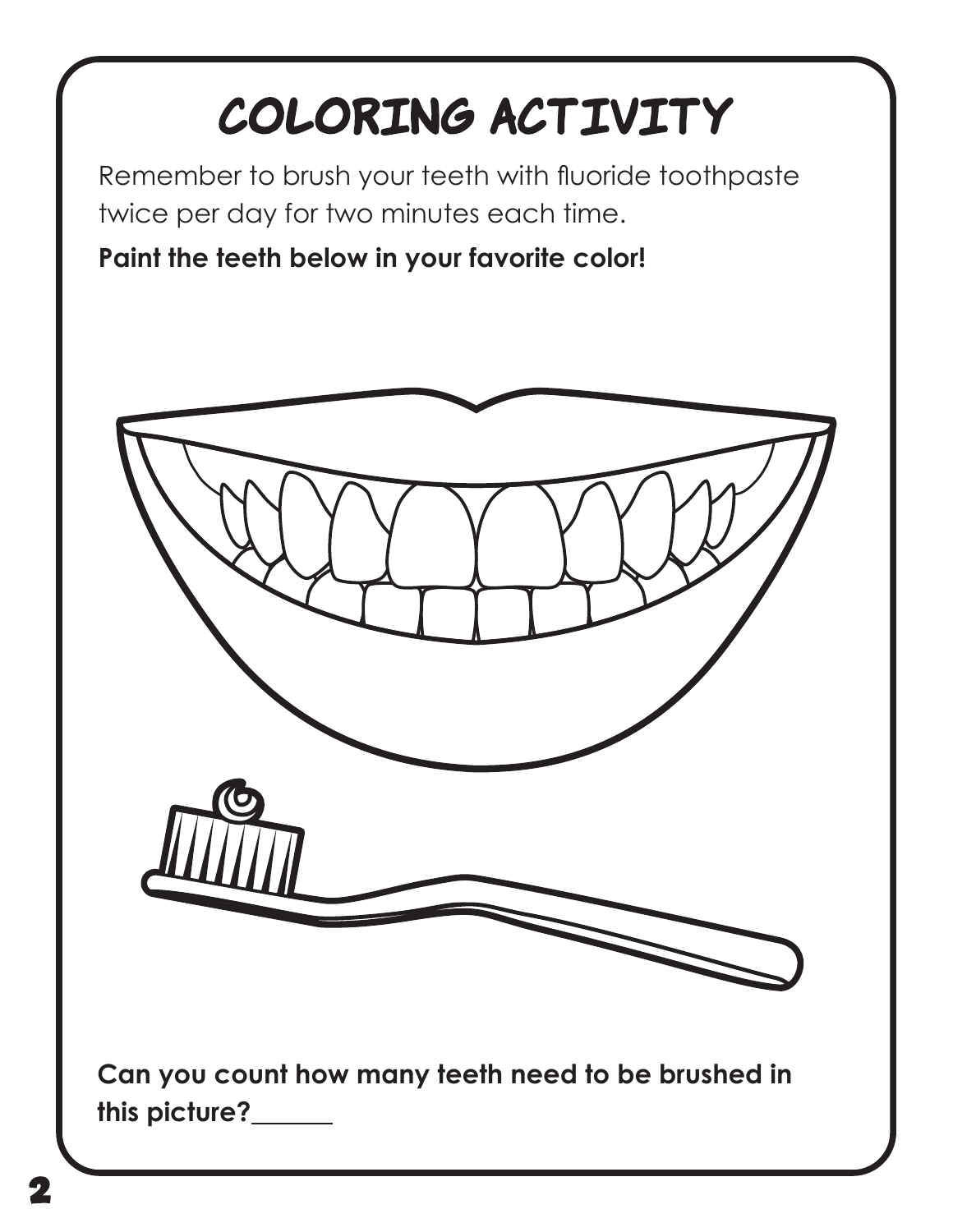# COLORING ACTIVITY

Remember to brush your teeth with fluoride toothpaste twice per day for two minutes each time.

**Paint the teeth below in your favorite color!**

**Can you count how many teeth need to be brushed in this picture?______**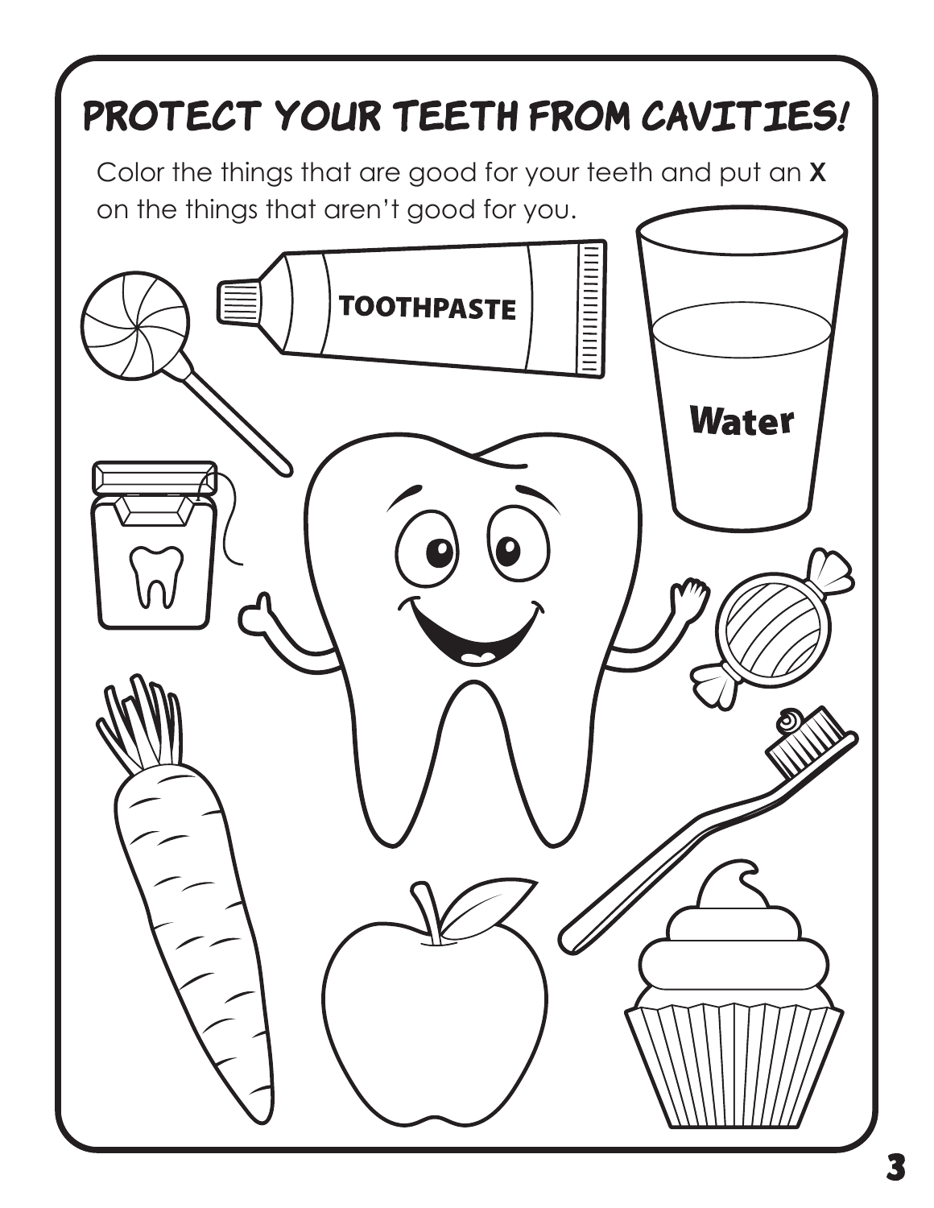# PROTECT YOUR TEETH FROM CAVITIES!

Color the things that are good for your teeth and put an **X** on the things that aren't good for you.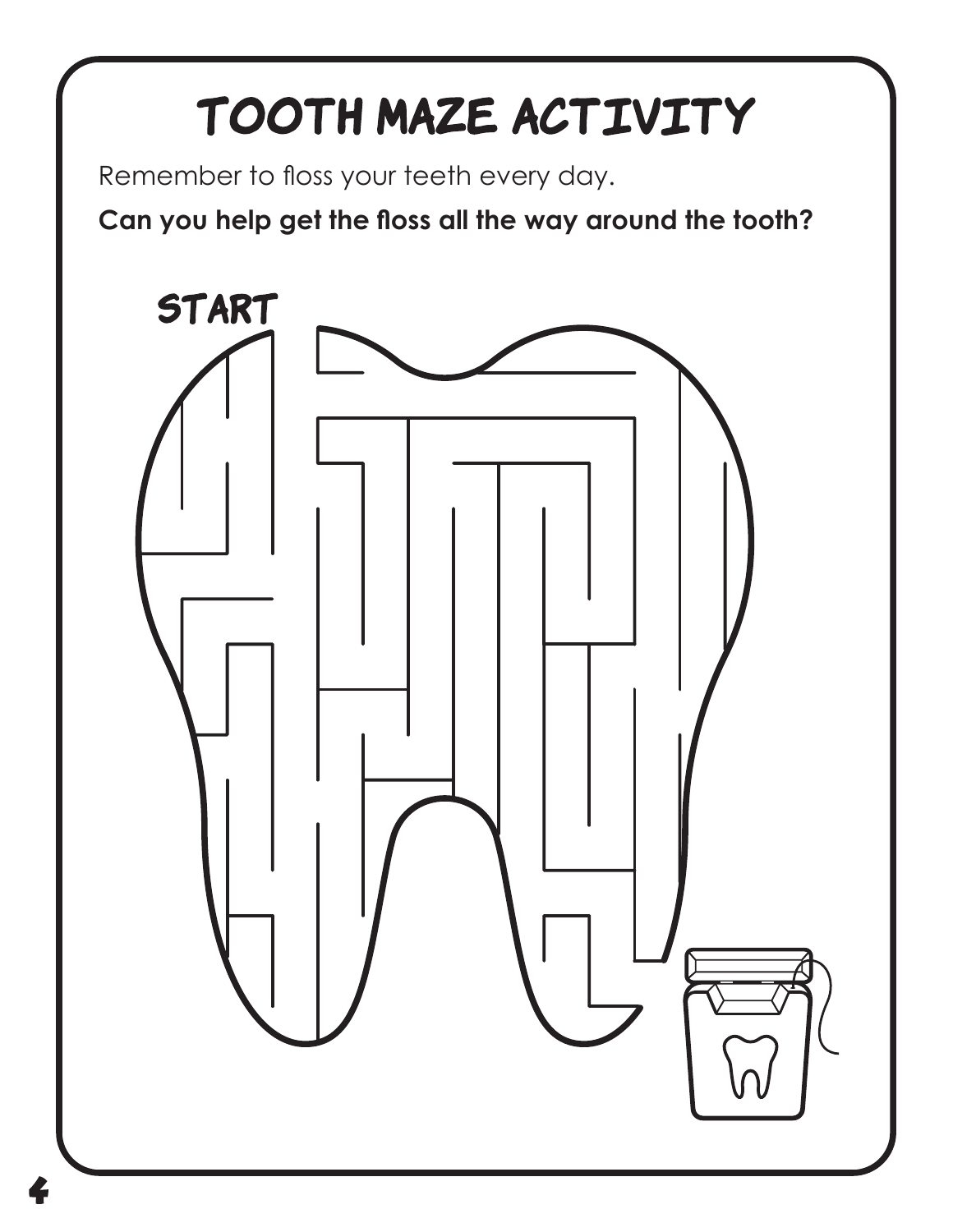# TOOTH MAZE ACTIVITY

Remember to floss your teeth every day.

**Can you help get the floss all the way around the tooth?**

START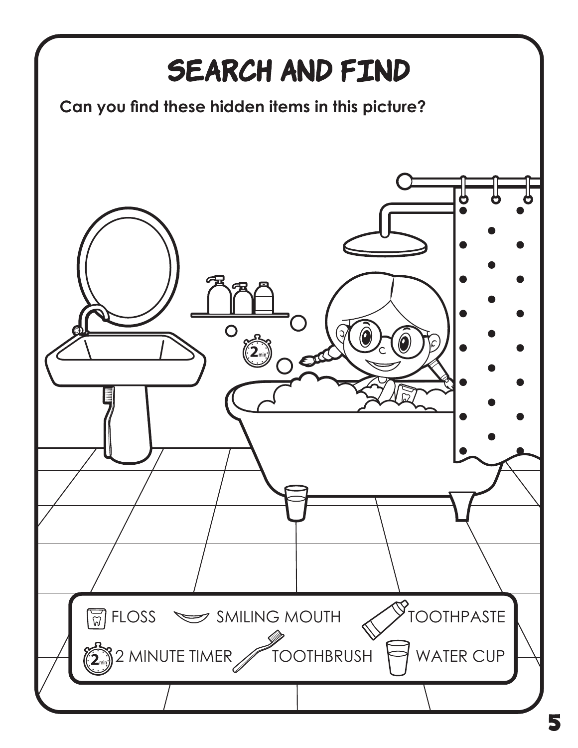# SEARCH AND FIND

**Can you find these hidden items in this picture?**

FLOSS, SMILING MOUTH, TOOTHPASTE, 2 MINUTE TIMER, TOOTHBRUSH, WATER CUP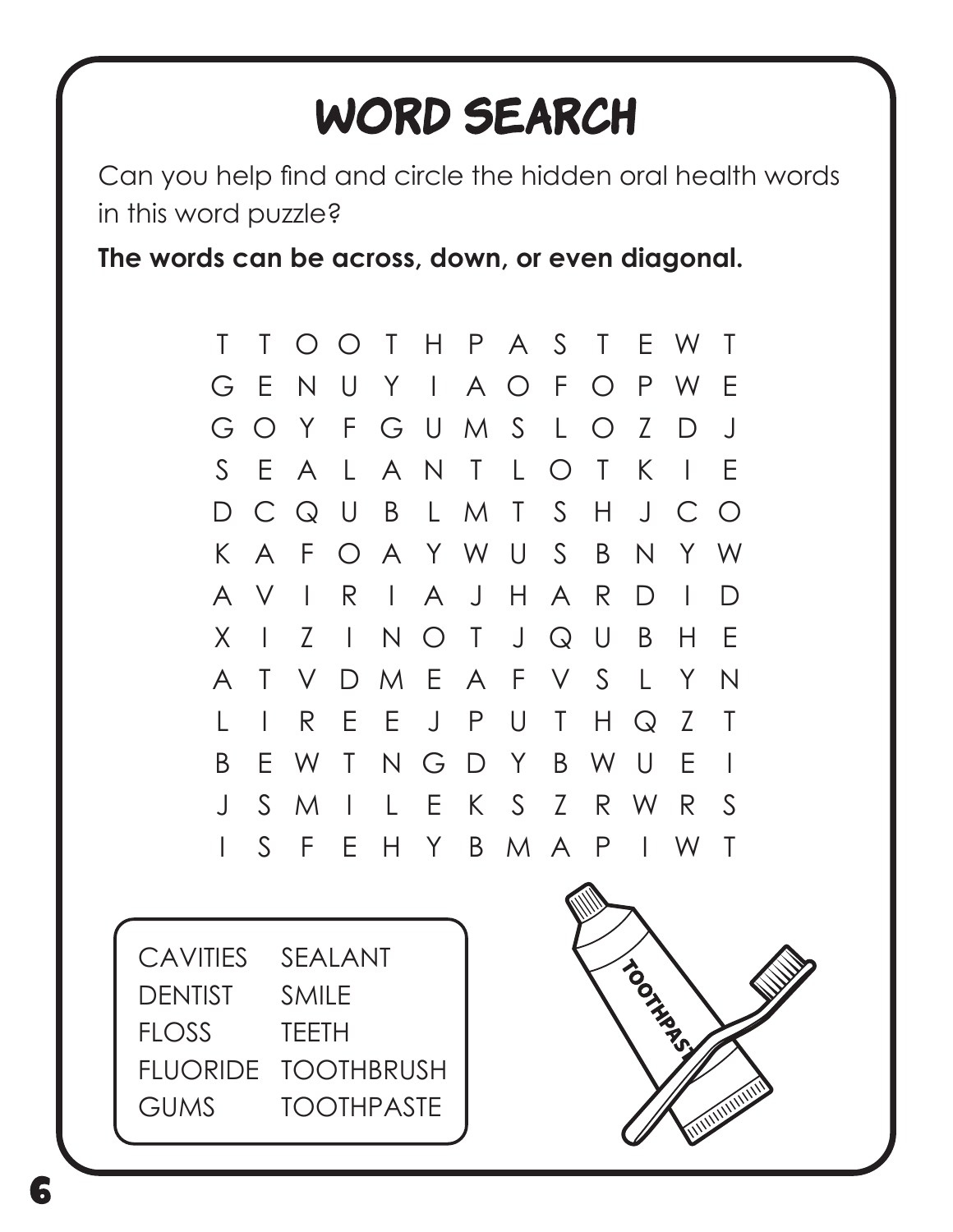# WORD SEARCH

Can you help find and circle the hidden oral health words in this word puzzle?

**The words can be across, down, or even diagonal.**

```
T T O O T H P A S T E W T
G E N U Y I A O F O P W E
G O Y F G U M S L O Z D J
S E A L A N T L O T K I E
D C Q U B L M T S H J C O
K A F O A Y W U S B N Y W
A V I R I A J H A R D I D
X I Z I N O T J Q U B H E
A T V D M E A F V S L Y N
L I R E E J P U T H Q Z T
B E W T N G D Y B W U E I
J S M I L E K S Z R W R S
I S F E H Y B M A P I W T
```

| | |
|---|---|
| CAVITIES | SEALANT |
| DENTIST | SMILE |
| FLOSS | TEETH |
| FLUORIDE | TOOTHBRUSH |
| GUMS | TOOTHPASTE |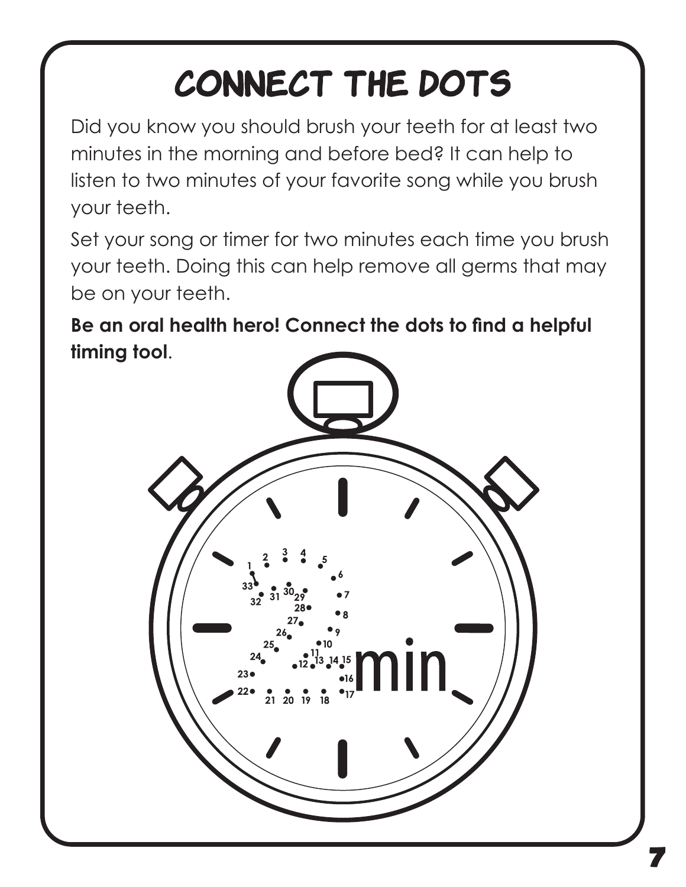# CONNECT THE DOTS

Did you know you should brush your teeth for at least two minutes in the morning and before bed? It can help to listen to two minutes of your favorite song while you brush your teeth.

Set your song or timer for two minutes each time you brush your teeth. Doing this can help remove all germs that may be on your teeth.

**Be an oral health hero! Connect the dots to find a helpful timing tool**.

min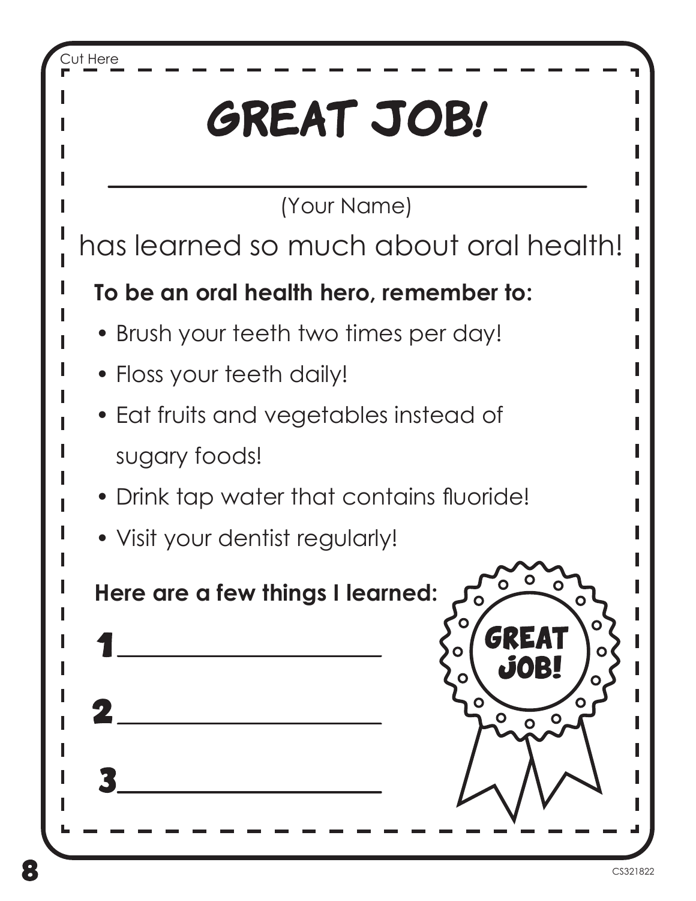Cut Here

# GREAT JOB!

\_\_\_\_\_\_\_\_\_\_\_\_\_\_\_\_\_\_\_\_\_\_\_\_\_\_\_\_\_\_\_\_

(Your Name)

has learned so much about oral health!

**To be an oral health hero, remember to:**

- Brush your teeth two times per day!
- Floss your teeth daily!
- Eat fruits and vegetables instead of sugary foods!
- Drink tap water that contains fluoride!
- Visit your dentist regularly!

**Here are a few things I learned:**

1 \_\_\_\_\_\_\_\_\_\_\_\_\_\_\_\_\_\_\_\_

2 \_\_\_\_\_\_\_\_\_\_\_\_\_\_\_\_\_\_\_\_

3 \_\_\_\_\_\_\_\_\_\_\_\_\_\_\_\_\_\_\_\_

GREAT JOB!

CS321822